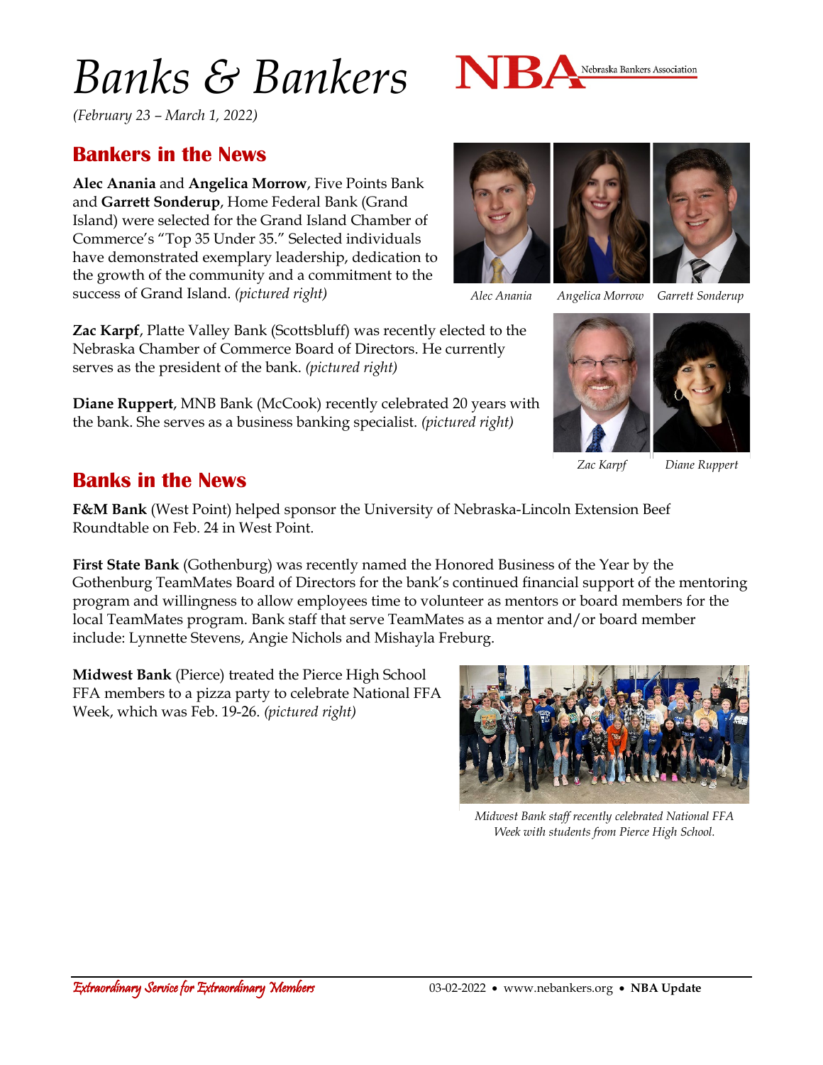# Banks & Bankers

*(February 23 – March 1, 2022)*

## Bankers in the News

**Alec Anania** and **Angelica Morrow**, Five Points Bank and **Garrett Sonderup**, Home Federal Bank (Grand Island) were selected for the Grand Island Chamber of Commerce's "Top 35 Under 35." Selected individuals have demonstrated exemplary leadership, dedication to the growth of the community and a commitment to the success of Grand Island. *(pictured right)*

*Alec Anania* *Angelica Morrow* *Garrett Sonderup*

**Zac Karpf**, Platte Valley Bank (Scottsbluff) was recently elected to the Nebraska Chamber of Commerce Board of Directors. He currently serves as the president of the bank. *(pictured right)*

**Diane Ruppert**, MNB Bank (McCook) recently celebrated 20 years with the bank. She serves as a business banking specialist. *(pictured right)*

*Zac Karpf* *Diane Ruppert*

## Banks in the News

**F&M Bank** (West Point) helped sponsor the University of Nebraska-Lincoln Extension Beef Roundtable on Feb. 24 in West Point.

**First State Bank** (Gothenburg) was recently named the Honored Business of the Year by the Gothenburg TeamMates Board of Directors for the bank's continued financial support of the mentoring program and willingness to allow employees time to volunteer as mentors or board members for the local TeamMates program. Bank staff that serve TeamMates as a mentor and/or board member include: Lynnette Stevens, Angie Nichols and Mishayla Freburg.

**Midwest Bank** (Pierce) treated the Pierce High School FFA members to a pizza party to celebrate National FFA Week, which was Feb. 19-26. *(pictured right)*

*Midwest Bank staff recently celebrated National FFA Week with students from Pierce High School.*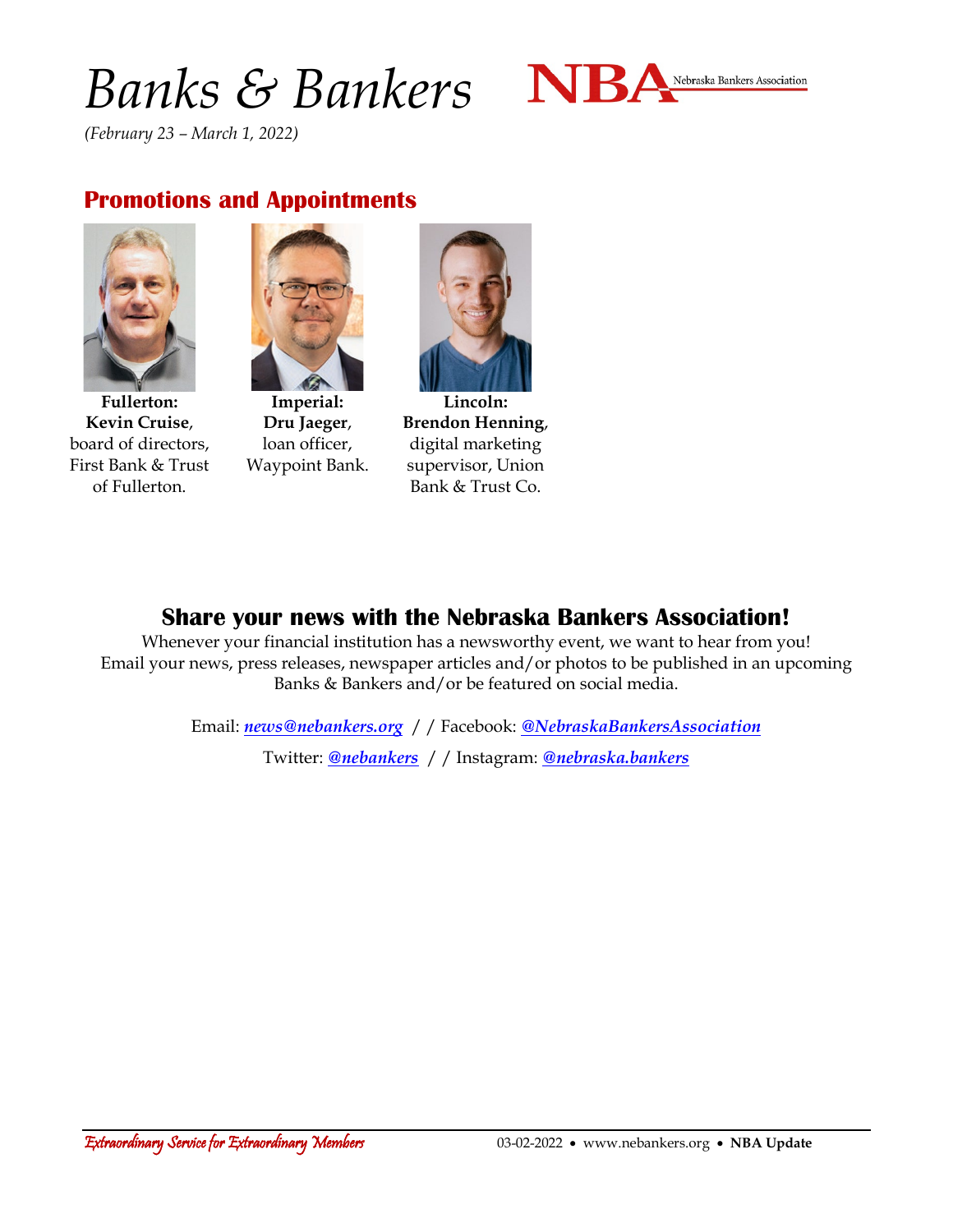# *Banks & Bankers*

NBA Nebraska Bankers Association

*(February 23 – March 1, 2022)*

## Promotions and Appointments

**Fullerton:** **Kevin Cruise**, board of directors, First Bank & Trust of Fullerton.

**Imperial:** **Dru Jaeger**, loan officer, Waypoint Bank.

**Lincoln:** **Brendon Henning**, digital marketing supervisor, Union Bank & Trust Co.

### Share your news with the Nebraska Bankers Association!

Whenever your financial institution has a newsworthy event, we want to hear from you! Email your news, press releases, newspaper articles and/or photos to be published in an upcoming Banks & Bankers and/or be featured on social media.

Email: ***news@nebankers.org*** / / Facebook: ***@NebraskaBankersAssociation***

Twitter: ***@nebankers*** / / Instagram: ***@nebraska.bankers***